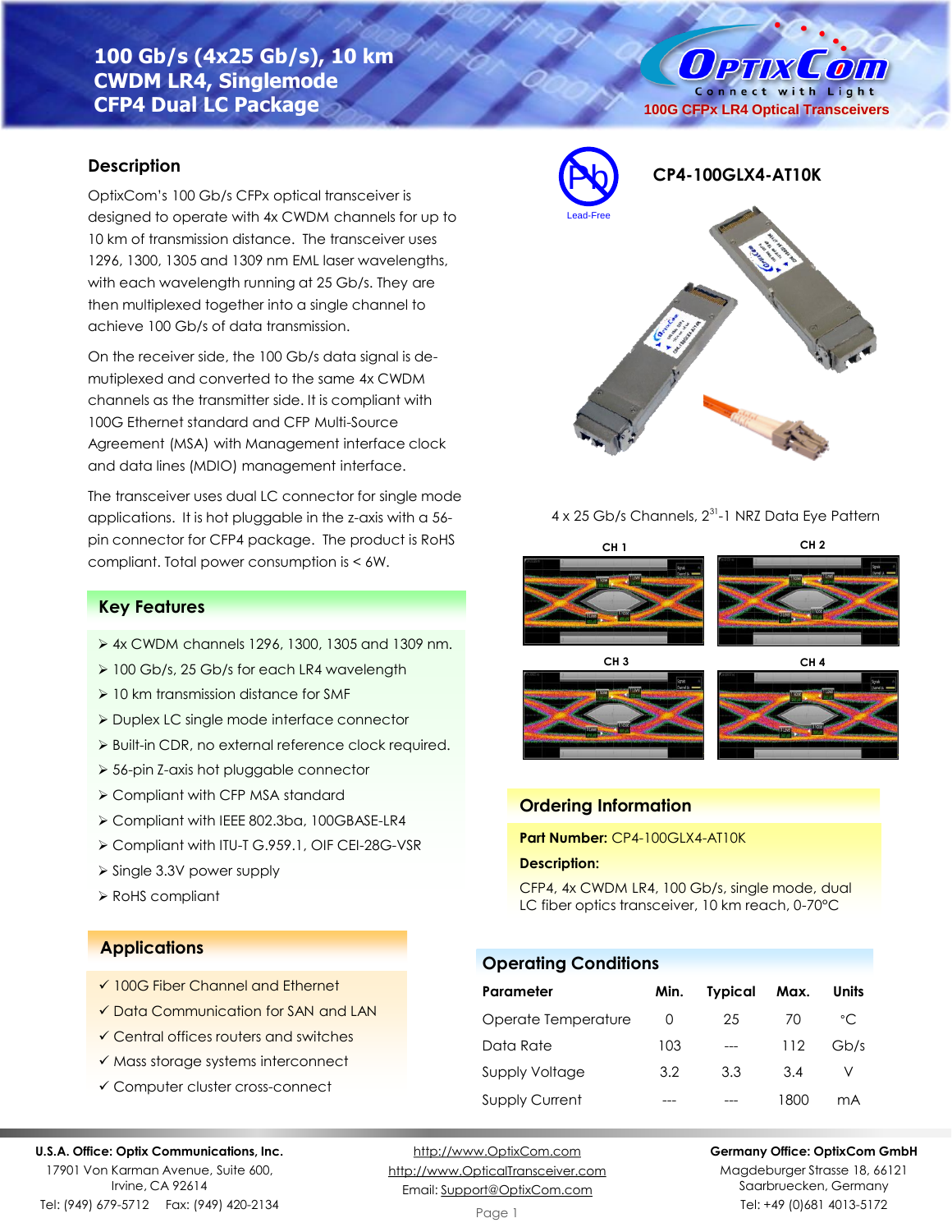# 100 Gb/s (4x25 Gb/s), 10 km CWDM LR4, Singlemode CFP4 Dual LC Package

100G CFPx LR4 Optical Transceivers

## CP4-100GLX4-AT10K

Lead-Free

## Description

OptixCom's 100 Gb/s CFPx optical transceiver is designed to operate with 4x CWDM channels for up to 10 km of transmission distance. The transceiver uses 1296, 1300, 1305 and 1309 nm EML laser wavelengths, with each wavelength running at 25 Gb/s. They are then multiplexed together into a single channel to achieve 100 Gb/s of data transmission.

On the receiver side, the 100 Gb/s data signal is de-mutiplexed and converted to the same 4x CWDM channels as the transmitter side. It is compliant with 100G Ethernet standard and CFP Multi-Source Agreement (MSA) with Management interface clock and data lines (MDIO) management interface.

The transceiver uses dual LC connector for single mode applications. It is hot pluggable in the z-axis with a 56-pin connector for CFP4 package. The product is RoHS compliant. Total power consumption is < 6W.

## Key Features

- 4x CWDM channels 1296, 1300, 1305 and 1309 nm.
- 100 Gb/s, 25 Gb/s for each LR4 wavelength
- 10 km transmission distance for SMF
- Duplex LC single mode interface connector
- Built-in CDR, no external reference clock required.
- 56-pin Z-axis hot pluggable connector
- Compliant with CFP MSA standard
- Compliant with IEEE 802.3ba, 100GBASE-LR4
- Compliant with ITU-T G.959.1, OIF CEI-28G-VSR
- Single 3.3V power supply
- RoHS compliant

## Applications

- ✓ 100G Fiber Channel and Ethernet
- ✓ Data Communication for SAN and LAN
- ✓ Central offices routers and switches
- ✓ Mass storage systems interconnect
- ✓ Computer cluster cross-connect

4 x 25 Gb/s Channels, $2^{31}$-1 NRZ Data Eye Pattern

CH 1 CH 2 CH 3 CH 4

## Ordering Information

**Part Number:** CP4-100GLX4-AT10K

**Description:**

CFP4, 4x CWDM LR4, 100 Gb/s, single mode, dual LC fiber optics transceiver, 10 km reach, 0-70°C

## Operating Conditions

| Parameter | Min. | Typical | Max. | Units |
|---|---|---|---|---|
| Operate Temperature | 0 | 25 | 70 | °C |
| Data Rate | 103 | --- | 112 | Gb/s |
| Supply Voltage | 3.2 | 3.3 | 3.4 | V |
| Supply Current | --- | --- | 1800 | mA |

**U.S.A. Office: Optix Communications, Inc.**
17901 Von Karman Avenue, Suite 600,
Irvine, CA 92614
Tel: (949) 679-5712 Fax: (949) 420-2134

http://www.OptixCom.com
http://www.OpticalTransceiver.com
Email: Support@OptixCom.com

**Germany Office: OptixCom GmbH**
Magdeburger Strasse 18, 66121
Saarbruecken, Germany
Tel: +49 (0)681 4013-5172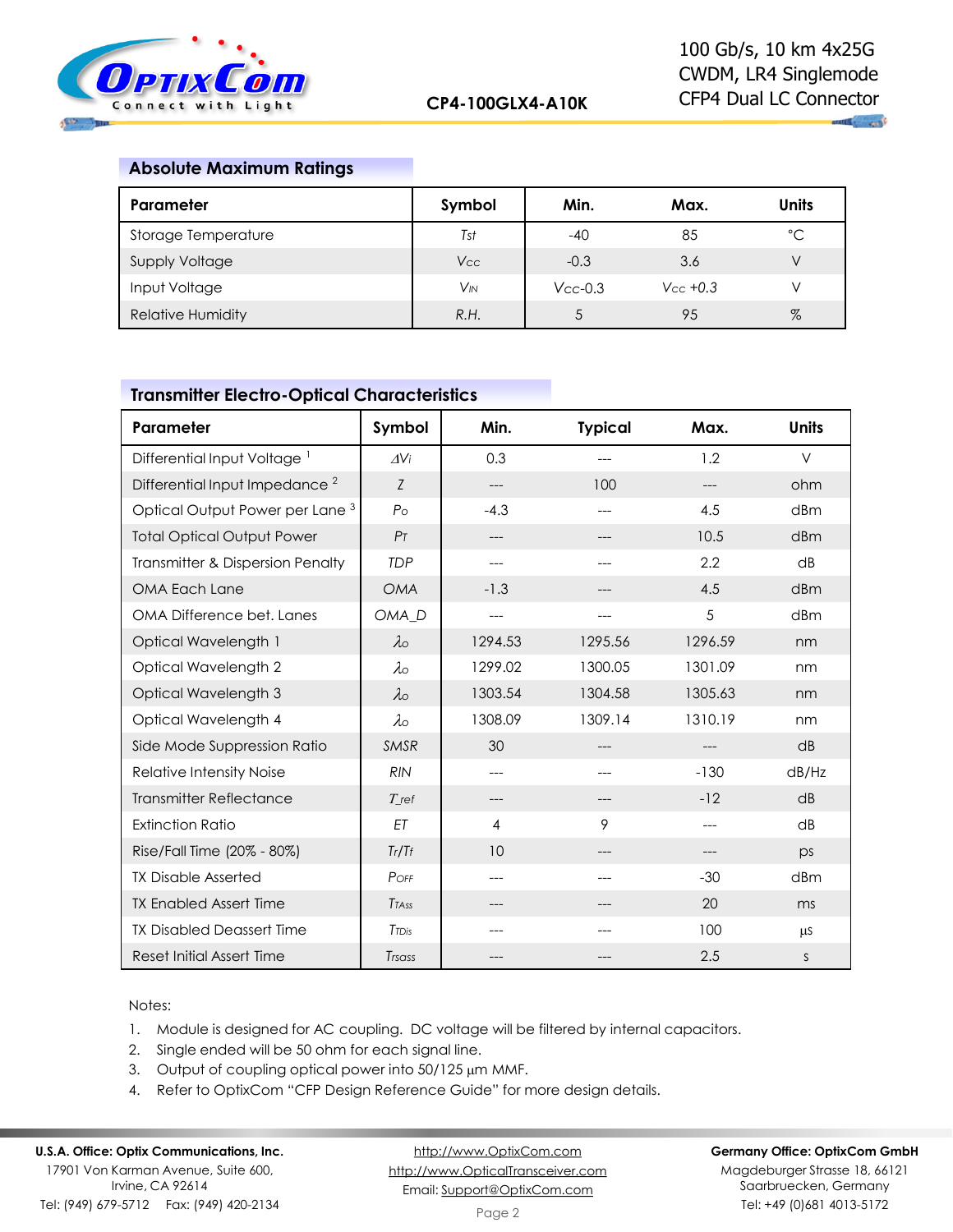## Absolute Maximum Ratings

| Parameter | Symbol | Min. | Max. | Units |
|---|---|---|---|---|
| Storage Temperature | $T_{st}$ | -40 | 85 | °C |
| Supply Voltage | $V_{CC}$ | -0.3 | 3.6 | V |
| Input Voltage | $V_{IN}$ | $V_{CC}$-0.3 | $V_{CC}$ +0.3 | V |
| Relative Humidity | R.H. | 5 | 95 | % |

## Transmitter Electro-Optical Characteristics

| Parameter | Symbol | Min. | Typical | Max. | Units |
|---|---|---|---|---|---|
| Differential Input Voltage [1] | $\Delta V_i$ | 0.3 | --- | 1.2 | V |
| Differential Input Impedance [2] | Z | --- | 100 | --- | ohm |
| Optical Output Power per Lane [3] | $P_O$ | -4.3 | --- | 4.5 | dBm |
| Total Optical Output Power | $P_T$ | --- | --- | 10.5 | dBm |
| Transmitter & Dispersion Penalty | TDP | --- | --- | 2.2 | dB |
| OMA Each Lane | OMA | -1.3 | --- | 4.5 | dBm |
| OMA Difference bet. Lanes | OMA_D | --- | --- | 5 | dBm |
| Optical Wavelength 1 | $\lambda_O$ | 1294.53 | 1295.56 | 1296.59 | nm |
| Optical Wavelength 2 | $\lambda_O$ | 1299.02 | 1300.05 | 1301.09 | nm |
| Optical Wavelength 3 | $\lambda_O$ | 1303.54 | 1304.58 | 1305.63 | nm |
| Optical Wavelength 4 | $\lambda_O$ | 1308.09 | 1309.14 | 1310.19 | nm |
| Side Mode Suppression Ratio | SMSR | 30 | --- | --- | dB |
| Relative Intensity Noise | RIN | --- | --- | -130 | dB/Hz |
| Transmitter Reflectance | T_ref | --- | --- | -12 | dB |
| Extinction Ratio | ET | 4 | 9 | --- | dB |
| Rise/Fall Time (20% - 80%) | Tr/Tf | 10 | --- | --- | ps |
| TX Disable Asserted | $P_{OFF}$ | --- | --- | -30 | dBm |
| TX Enabled Assert Time | $T_{TAss}$ | --- | --- | 20 | ms |
| TX Disabled Deassert Time | $T_{TDis}$ | --- | --- | 100 | µs |
| Reset Initial Assert Time | $T_{rsass}$ | --- | --- | 2.5 | s |

Notes:

1. Module is designed for AC coupling. DC voltage will be filtered by internal capacitors.
2. Single ended will be 50 ohm for each signal line.
3. Output of coupling optical power into 50/125 µm MMF.
4. Refer to OptixCom "CFP Design Reference Guide" for more design details.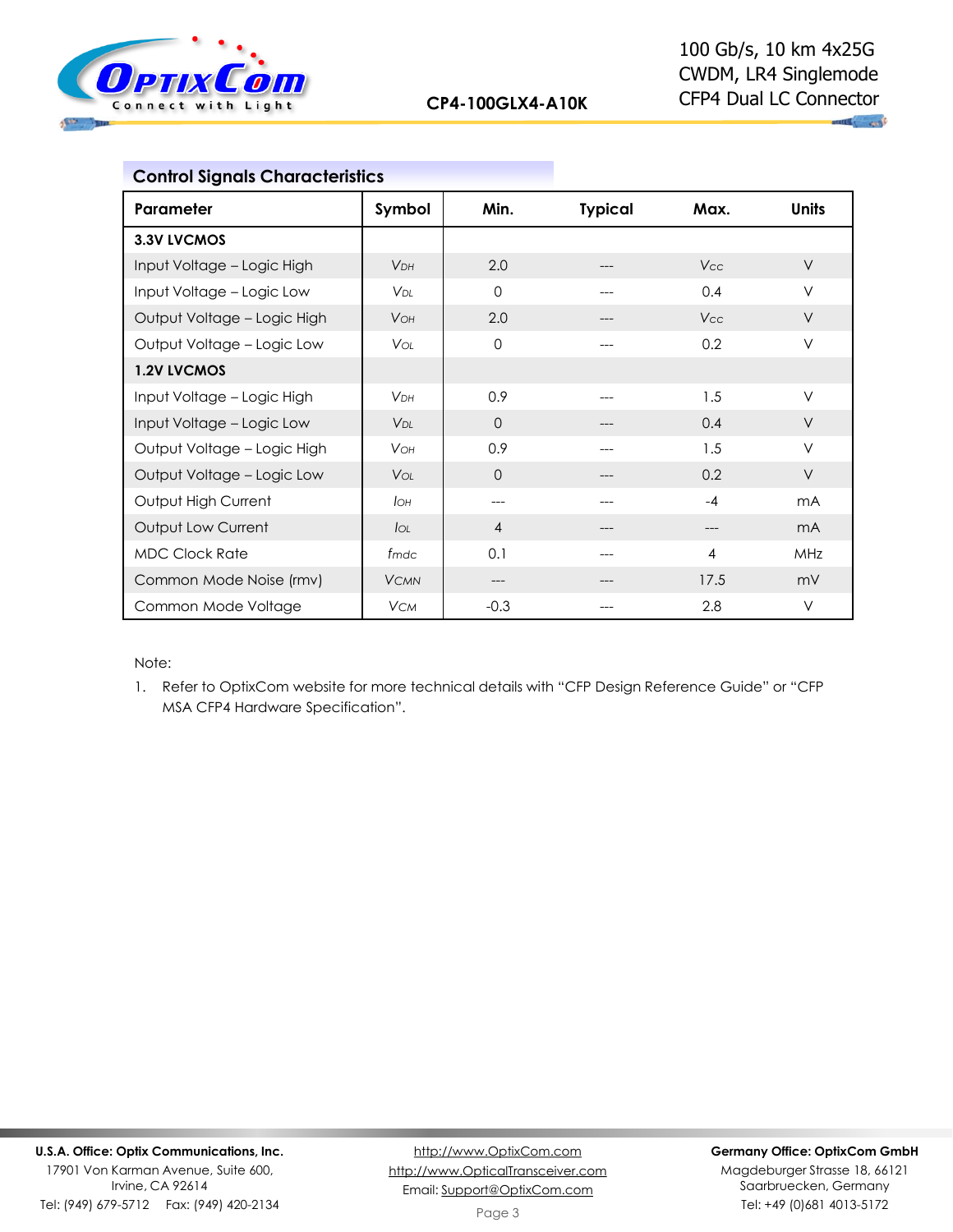## Control Signals Characteristics

| Parameter | Symbol | Min. | Typical | Max. | Units |
|---|---|---|---|---|---|
| **3.3V LVCMOS** | | | | | |
| Input Voltage – Logic High | $V_{DH}$ | 2.0 | --- | $V_{CC}$ | V |
| Input Voltage – Logic Low | $V_{DL}$ | 0 | --- | 0.4 | V |
| Output Voltage – Logic High | $V_{OH}$ | 2.0 | --- | $V_{CC}$ | V |
| Output Voltage – Logic Low | $V_{OL}$ | 0 | --- | 0.2 | V |
| **1.2V LVCMOS** | | | | | |
| Input Voltage – Logic High | $V_{DH}$ | 0.9 | --- | 1.5 | V |
| Input Voltage – Logic Low | $V_{DL}$ | 0 | --- | 0.4 | V |
| Output Voltage – Logic High | $V_{OH}$ | 0.9 | --- | 1.5 | V |
| Output Voltage – Logic Low | $V_{OL}$ | 0 | --- | 0.2 | V |
| Output High Current | $I_{OH}$ | --- | --- | -4 | mA |
| Output Low Current | $I_{OL}$ | 4 | --- | --- | mA |
| MDC Clock Rate | $f_{mdc}$ | 0.1 | --- | 4 | MHz |
| Common Mode Noise (rmv) | $V_{CMN}$ | --- | --- | 17.5 | mV |
| Common Mode Voltage | $V_{CM}$ | -0.3 | --- | 2.8 | V |

Note:

1. Refer to OptixCom website for more technical details with "CFP Design Reference Guide" or "CFP MSA CFP4 Hardware Specification".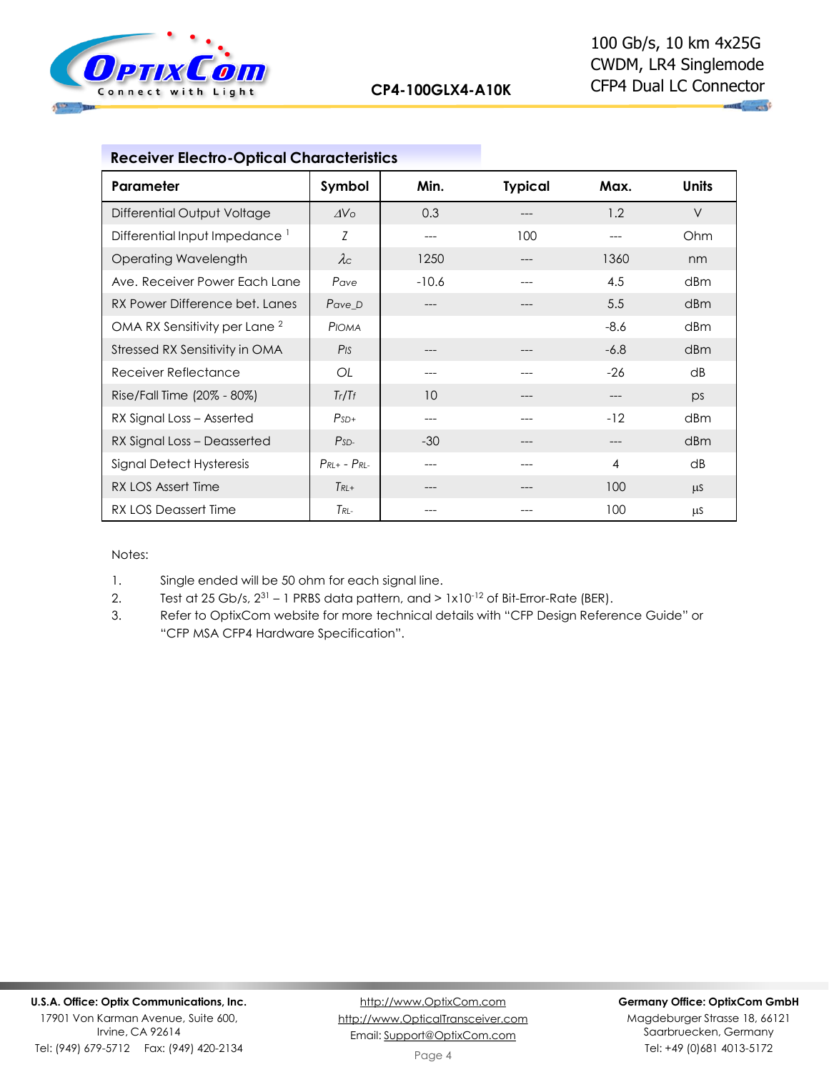## Receiver Electro-Optical Characteristics

| Parameter | Symbol | Min. | Typical | Max. | Units |
|---|---|---|---|---|---|
| Differential Output Voltage | $\Delta V_O$ | 0.3 | --- | 1.2 | V |
| Differential Input Impedance [1] | $Z$ | --- | 100 | --- | Ohm |
| Operating Wavelength | $\lambda_C$ | 1250 | --- | 1360 | nm |
| Ave. Receiver Power Each Lane | $P_{ave}$ | -10.6 | --- | 4.5 | dBm |
| RX Power Difference bet. Lanes | $P_{ave\_D}$ | --- | --- | 5.5 | dBm |
| OMA RX Sensitivity per Lane [2] | $P_{IOMA}$ | | | -8.6 | dBm |
| Stressed RX Sensitivity in OMA | $P_{IS}$ | --- | --- | -6.8 | dBm |
| Receiver Reflectance | $OL$ | --- | --- | -26 | dB |
| Rise/Fall Time (20% - 80%) | $T_r/T_f$ | 10 | --- | --- | ps |
| RX Signal Loss – Asserted | $P_{SD+}$ | --- | --- | -12 | dBm |
| RX Signal Loss – Deasserted | $P_{SD-}$ | -30 | --- | --- | dBm |
| Signal Detect Hysteresis | $P_{RL+} - P_{RL-}$ | --- | --- | 4 | dB |
| RX LOS Assert Time | $T_{RL+}$ | --- | --- | 100 | µs |
| RX LOS Deassert Time | $T_{RL-}$ | --- | --- | 100 | µs |

Notes:

1. Single ended will be 50 ohm for each signal line.
2. Test at 25 Gb/s, $2^{31} - 1$ PRBS data pattern, and > $1 \times 10^{-12}$ of Bit-Error-Rate (BER).
3. Refer to OptixCom website for more technical details with “CFP Design Reference Guide” or “CFP MSA CFP4 Hardware Specification”.